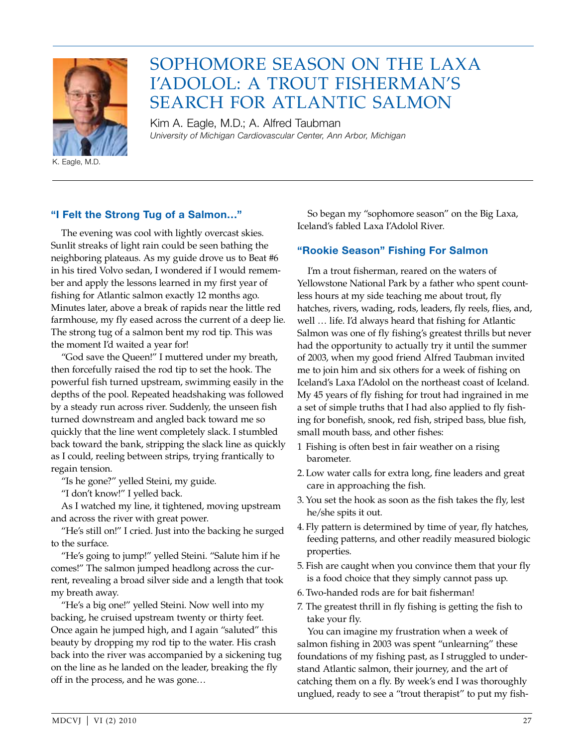# SOPHOMORE SEASON ON THE LAXA I'ADOLOL: A TROUT FISHERMAN'S SEARCH FOR ATLANTIC SALMON

Kim A. Eagle, M.D.; A. Alfred Taubman

*University of Michigan Cardiovascular Center, Ann Arbor, Michigan*

K. Eagle, M.D.

## "I Felt the Strong Tug of a Salmon…"

The evening was cool with lightly overcast skies. Sunlit streaks of light rain could be seen bathing the neighboring plateaus. As my guide drove us to Beat #6 in his tired Volvo sedan, I wondered if I would remember and apply the lessons learned in my first year of fishing for Atlantic salmon exactly 12 months ago. Minutes later, above a break of rapids near the little red farmhouse, my fly eased across the current of a deep lie. The strong tug of a salmon bent my rod tip. This was the moment I'd waited a year for!

"God save the Queen!" I muttered under my breath, then forcefully raised the rod tip to set the hook. The powerful fish turned upstream, swimming easily in the depths of the pool. Repeated headshaking was followed by a steady run across river. Suddenly, the unseen fish turned downstream and angled back toward me so quickly that the line went completely slack. I stumbled back toward the bank, stripping the slack line as quickly as I could, reeling between strips, trying frantically to regain tension.

"Is he gone?" yelled Steini, my guide.

"I don't know!" I yelled back.

As I watched my line, it tightened, moving upstream and across the river with great power.

"He's still on!" I cried. Just into the backing he surged to the surface.

"He's going to jump!" yelled Steini. "Salute him if he comes!" The salmon jumped headlong across the current, revealing a broad silver side and a length that took my breath away.

"He's a big one!" yelled Steini. Now well into my backing, he cruised upstream twenty or thirty feet. Once again he jumped high, and I again "saluted" this beauty by dropping my rod tip to the water. His crash back into the river was accompanied by a sickening tug on the line as he landed on the leader, breaking the fly off in the process, and he was gone…

So began my "sophomore season" on the Big Laxa, Iceland's fabled Laxa I'Adolol River.

## "Rookie Season" Fishing For Salmon

I'm a trout fisherman, reared on the waters of Yellowstone National Park by a father who spent countless hours at my side teaching me about trout, fly hatches, rivers, wading, rods, leaders, fly reels, flies, and, well … life. I'd always heard that fishing for Atlantic Salmon was one of fly fishing's greatest thrills but never had the opportunity to actually try it until the summer of 2003, when my good friend Alfred Taubman invited me to join him and six others for a week of fishing on Iceland's Laxa I'Adolol on the northeast coast of Iceland. My 45 years of fly fishing for trout had ingrained in me a set of simple truths that I had also applied to fly fishing for bonefish, snook, red fish, striped bass, blue fish, small mouth bass, and other fishes:

1 Fishing is often best in fair weather on a rising barometer.
2. Low water calls for extra long, fine leaders and great care in approaching the fish.
3. You set the hook as soon as the fish takes the fly, lest he/she spits it out.
4. Fly pattern is determined by time of year, fly hatches, feeding patterns, and other readily measured biologic properties.
5. Fish are caught when you convince them that your fly is a food choice that they simply cannot pass up.
6. Two-handed rods are for bait fisherman!
7. The greatest thrill in fly fishing is getting the fish to take your fly.

You can imagine my frustration when a week of salmon fishing in 2003 was spent "unlearning" these foundations of my fishing past, as I struggled to understand Atlantic salmon, their journey, and the art of catching them on a fly. By week's end I was thoroughly unglued, ready to see a "trout therapist" to put my fish-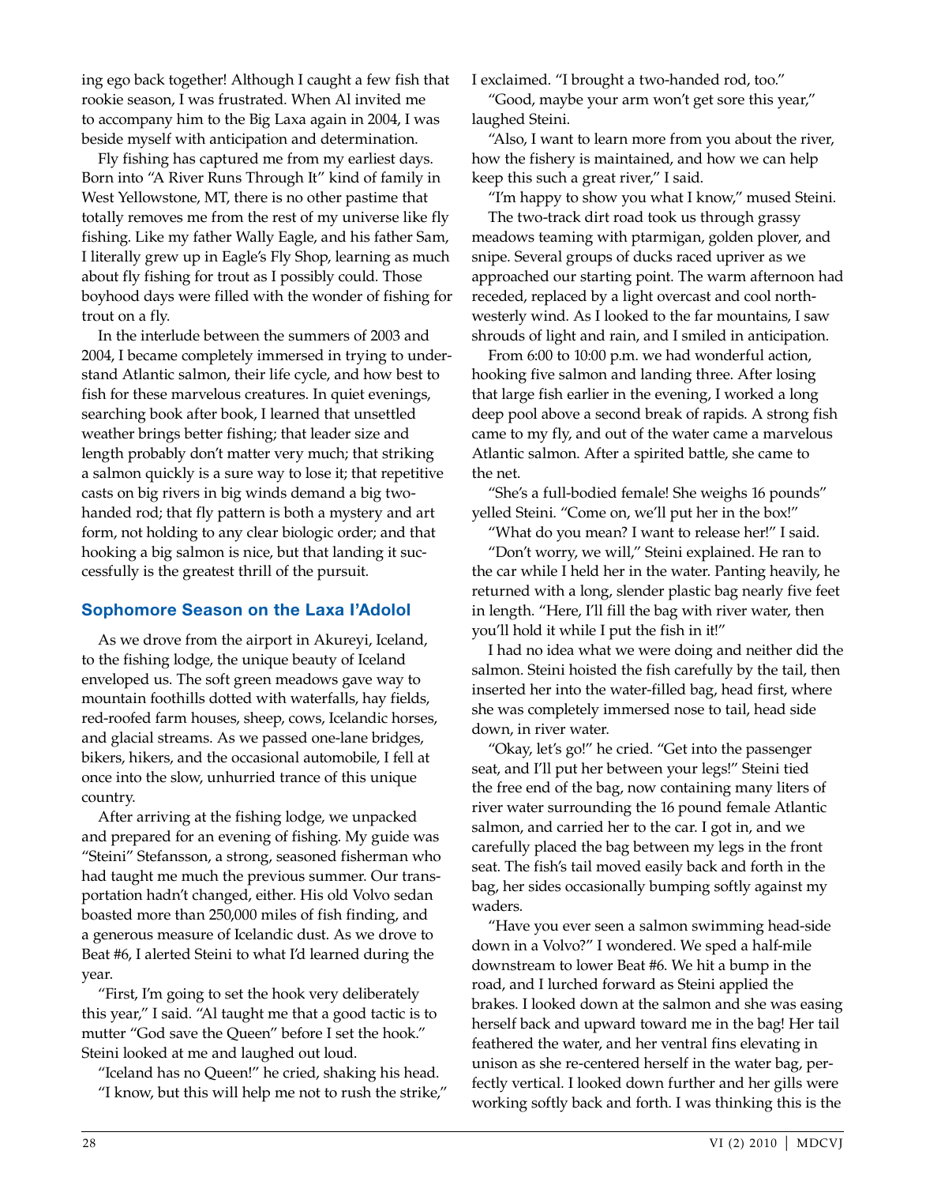ing ego back together! Although I caught a few fish that rookie season, I was frustrated. When Al invited me to accompany him to the Big Laxa again in 2004, I was beside myself with anticipation and determination.

Fly fishing has captured me from my earliest days. Born into "A River Runs Through It" kind of family in West Yellowstone, MT, there is no other pastime that totally removes me from the rest of my universe like fly fishing. Like my father Wally Eagle, and his father Sam, I literally grew up in Eagle's Fly Shop, learning as much about fly fishing for trout as I possibly could. Those boyhood days were filled with the wonder of fishing for trout on a fly.

In the interlude between the summers of 2003 and 2004, I became completely immersed in trying to understand Atlantic salmon, their life cycle, and how best to fish for these marvelous creatures. In quiet evenings, searching book after book, I learned that unsettled weather brings better fishing; that leader size and length probably don't matter very much; that striking a salmon quickly is a sure way to lose it; that repetitive casts on big rivers in big winds demand a big two-handed rod; that fly pattern is both a mystery and art form, not holding to any clear biologic order; and that hooking a big salmon is nice, but that landing it successfully is the greatest thrill of the pursuit.

### Sophomore Season on the Laxa I'Adolol

As we drove from the airport in Akureyi, Iceland, to the fishing lodge, the unique beauty of Iceland enveloped us. The soft green meadows gave way to mountain foothills dotted with waterfalls, hay fields, red-roofed farm houses, sheep, cows, Icelandic horses, and glacial streams. As we passed one-lane bridges, bikers, hikers, and the occasional automobile, I fell at once into the slow, unhurried trance of this unique country.

After arriving at the fishing lodge, we unpacked and prepared for an evening of fishing. My guide was "Steini" Stefansson, a strong, seasoned fisherman who had taught me much the previous summer. Our transportation hadn't changed, either. His old Volvo sedan boasted more than 250,000 miles of fish finding, and a generous measure of Icelandic dust. As we drove to Beat #6, I alerted Steini to what I'd learned during the year.

"First, I'm going to set the hook very deliberately this year," I said. "Al taught me that a good tactic is to mutter "God save the Queen" before I set the hook." Steini looked at me and laughed out loud.

"Iceland has no Queen!" he cried, shaking his head.

"I know, but this will help me not to rush the strike," I exclaimed. "I brought a two-handed rod, too."

"Good, maybe your arm won't get sore this year," laughed Steini.

"Also, I want to learn more from you about the river, how the fishery is maintained, and how we can help keep this such a great river," I said.

"I'm happy to show you what I know," mused Steini.

The two-track dirt road took us through grassy meadows teaming with ptarmigan, golden plover, and snipe. Several groups of ducks raced upriver as we approached our starting point. The warm afternoon had receded, replaced by a light overcast and cool northwesterly wind. As I looked to the far mountains, I saw shrouds of light and rain, and I smiled in anticipation.

From 6:00 to 10:00 p.m. we had wonderful action, hooking five salmon and landing three. After losing that large fish earlier in the evening, I worked a long deep pool above a second break of rapids. A strong fish came to my fly, and out of the water came a marvelous Atlantic salmon. After a spirited battle, she came to the net.

"She's a full-bodied female! She weighs 16 pounds" yelled Steini. "Come on, we'll put her in the box!"

"What do you mean? I want to release her!" I said.

"Don't worry, we will," Steini explained. He ran to the car while I held her in the water. Panting heavily, he returned with a long, slender plastic bag nearly five feet in length. "Here, I'll fill the bag with river water, then you'll hold it while I put the fish in it!"

I had no idea what we were doing and neither did the salmon. Steini hoisted the fish carefully by the tail, then inserted her into the water-filled bag, head first, where she was completely immersed nose to tail, head side down, in river water.

"Okay, let's go!" he cried. "Get into the passenger seat, and I'll put her between your legs!" Steini tied the free end of the bag, now containing many liters of river water surrounding the 16 pound female Atlantic salmon, and carried her to the car. I got in, and we carefully placed the bag between my legs in the front seat. The fish's tail moved easily back and forth in the bag, her sides occasionally bumping softly against my waders.

"Have you ever seen a salmon swimming head-side down in a Volvo?" I wondered. We sped a half-mile downstream to lower Beat #6. We hit a bump in the road, and I lurched forward as Steini applied the brakes. I looked down at the salmon and she was easing herself back and upward toward me in the bag! Her tail feathered the water, and her ventral fins elevating in unison as she re-centered herself in the water bag, perfectly vertical. I looked down further and her gills were working softly back and forth. I was thinking this is the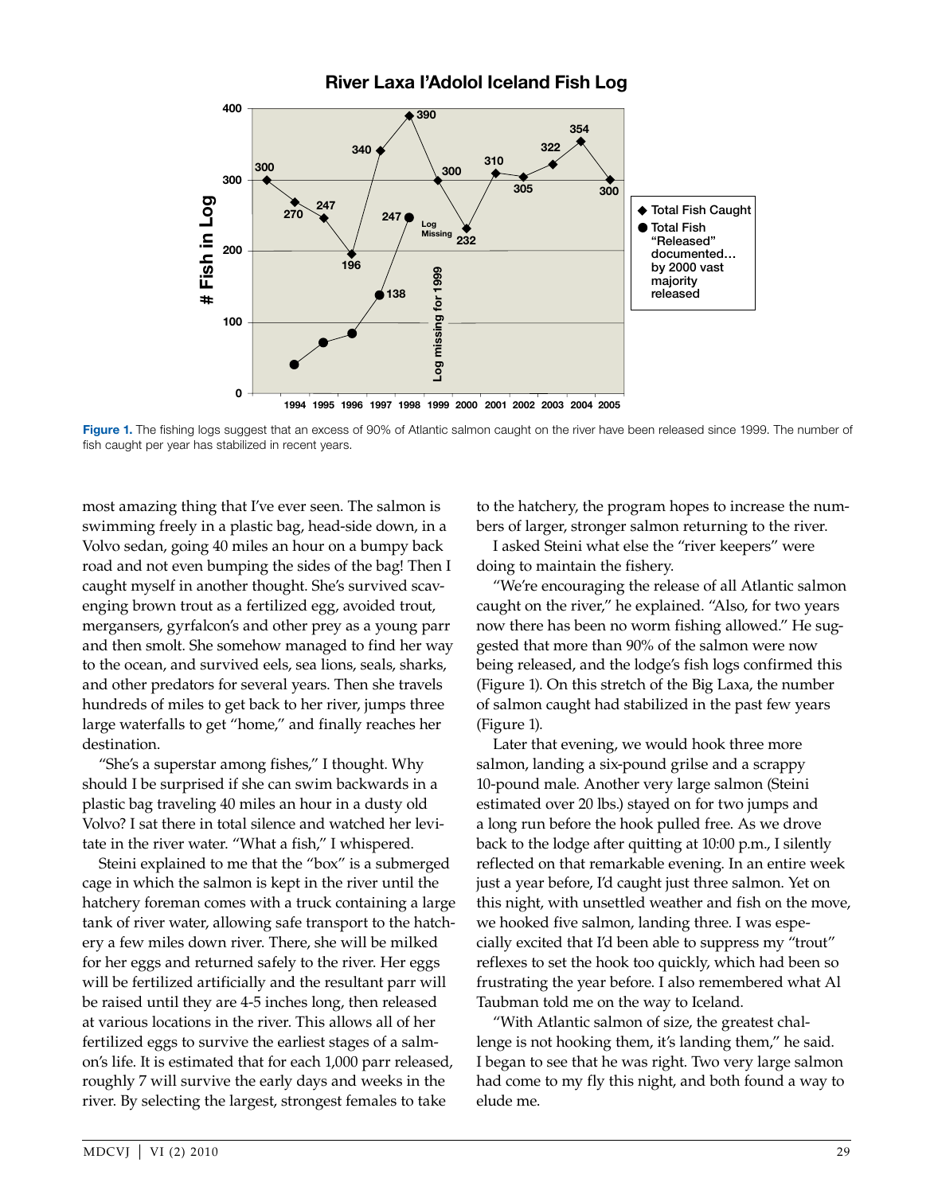**Figure 1.** The fishing logs suggest that an excess of 90% of Atlantic salmon caught on the river have been released since 1999. The number of fish caught per year has stabilized in recent years.

most amazing thing that I've ever seen. The salmon is swimming freely in a plastic bag, head-side down, in a Volvo sedan, going 40 miles an hour on a bumpy back road and not even bumping the sides of the bag! Then I caught myself in another thought. She's survived scavenging brown trout as a fertilized egg, avoided trout, mergansers, gyrfalcon's and other prey as a young parr and then smolt. She somehow managed to find her way to the ocean, and survived eels, sea lions, seals, sharks, and other predators for several years. Then she travels hundreds of miles to get back to her river, jumps three large waterfalls to get "home," and finally reaches her destination.

"She's a superstar among fishes," I thought. Why should I be surprised if she can swim backwards in a plastic bag traveling 40 miles an hour in a dusty old Volvo? I sat there in total silence and watched her levitate in the river water. "What a fish," I whispered.

Steini explained to me that the "box" is a submerged cage in which the salmon is kept in the river until the hatchery foreman comes with a truck containing a large tank of river water, allowing safe transport to the hatchery a few miles down river. There, she will be milked for her eggs and returned safely to the river. Her eggs will be fertilized artificially and the resultant parr will be raised until they are 4-5 inches long, then released at various locations in the river. This allows all of her fertilized eggs to survive the earliest stages of a salmon's life. It is estimated that for each 1,000 parr released, roughly 7 will survive the early days and weeks in the river. By selecting the largest, strongest females to take to the hatchery, the program hopes to increase the numbers of larger, stronger salmon returning to the river.

I asked Steini what else the "river keepers" were doing to maintain the fishery.

"We're encouraging the release of all Atlantic salmon caught on the river," he explained. "Also, for two years now there has been no worm fishing allowed." He suggested that more than 90% of the salmon were now being released, and the lodge's fish logs confirmed this (Figure 1). On this stretch of the Big Laxa, the number of salmon caught had stabilized in the past few years (Figure 1).

Later that evening, we would hook three more salmon, landing a six-pound grilse and a scrappy 10-pound male. Another very large salmon (Steini estimated over 20 lbs.) stayed on for two jumps and a long run before the hook pulled free. As we drove back to the lodge after quitting at 10:00 p.m., I silently reflected on that remarkable evening. In an entire week just a year before, I'd caught just three salmon. Yet on this night, with unsettled weather and fish on the move, we hooked five salmon, landing three. I was especially excited that I'd been able to suppress my "trout" reflexes to set the hook too quickly, which had been so frustrating the year before. I also remembered what Al Taubman told me on the way to Iceland.

"With Atlantic salmon of size, the greatest challenge is not hooking them, it's landing them," he said. I began to see that he was right. Two very large salmon had come to my fly this night, and both found a way to elude me.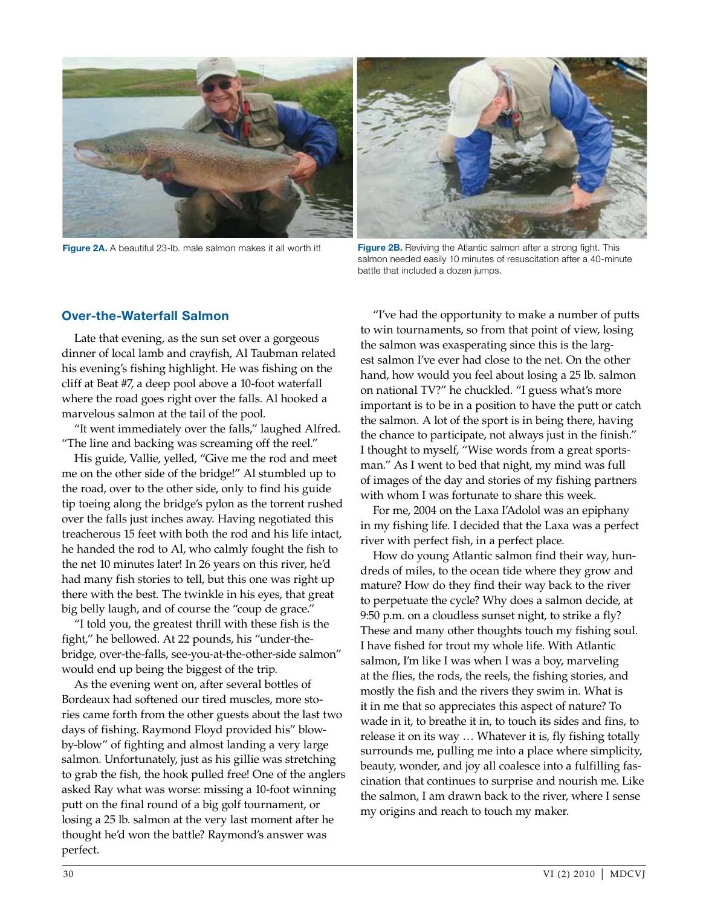**Figure 2A.** A beautiful 23-lb. male salmon makes it all worth it!

**Figure 2B.** Reviving the Atlantic salmon after a strong fight. This salmon needed easily 10 minutes of resuscitation after a 40-minute battle that included a dozen jumps.

## Over-the-Waterfall Salmon

Late that evening, as the sun set over a gorgeous dinner of local lamb and crayfish, Al Taubman related his evening's fishing highlight. He was fishing on the cliff at Beat #7, a deep pool above a 10-foot waterfall where the road goes right over the falls. Al hooked a marvelous salmon at the tail of the pool.

"It went immediately over the falls," laughed Alfred. "The line and backing was screaming off the reel."

His guide, Vallie, yelled, "Give me the rod and meet me on the other side of the bridge!" Al stumbled up to the road, over to the other side, only to find his guide tip toeing along the bridge's pylon as the torrent rushed over the falls just inches away. Having negotiated this treacherous 15 feet with both the rod and his life intact, he handed the rod to Al, who calmly fought the fish to the net 10 minutes later! In 26 years on this river, he'd had many fish stories to tell, but this one was right up there with the best. The twinkle in his eyes, that great big belly laugh, and of course the "coup de grace."

"I told you, the greatest thrill with these fish is the fight," he bellowed. At 22 pounds, his "under-the-bridge, over-the-falls, see-you-at-the-other-side salmon" would end up being the biggest of the trip.

As the evening went on, after several bottles of Bordeaux had softened our tired muscles, more stories came forth from the other guests about the last two days of fishing. Raymond Floyd provided his" blow-by-blow" of fighting and almost landing a very large salmon. Unfortunately, just as his gillie was stretching to grab the fish, the hook pulled free! One of the anglers asked Ray what was worse: missing a 10-foot winning putt on the final round of a big golf tournament, or losing a 25 lb. salmon at the very last moment after he thought he'd won the battle? Raymond's answer was perfect.

"I've had the opportunity to make a number of putts to win tournaments, so from that point of view, losing the salmon was exasperating since this is the largest salmon I've ever had close to the net. On the other hand, how would you feel about losing a 25 lb. salmon on national TV?" he chuckled. "I guess what's more important is to be in a position to have the putt or catch the salmon. A lot of the sport is in being there, having the chance to participate, not always just in the finish." I thought to myself, "Wise words from a great sportsman." As I went to bed that night, my mind was full of images of the day and stories of my fishing partners with whom I was fortunate to share this week.

For me, 2004 on the Laxa I'Adolol was an epiphany in my fishing life. I decided that the Laxa was a perfect river with perfect fish, in a perfect place.

How do young Atlantic salmon find their way, hundreds of miles, to the ocean tide where they grow and mature? How do they find their way back to the river to perpetuate the cycle? Why does a salmon decide, at 9:50 p.m. on a cloudless sunset night, to strike a fly? These and many other thoughts touch my fishing soul. I have fished for trout my whole life. With Atlantic salmon, I'm like I was when I was a boy, marveling at the flies, the rods, the reels, the fishing stories, and mostly the fish and the rivers they swim in. What is it in me that so appreciates this aspect of nature? To wade in it, to breathe it in, to touch its sides and fins, to release it on its way … Whatever it is, fly fishing totally surrounds me, pulling me into a place where simplicity, beauty, wonder, and joy all coalesce into a fulfilling fascination that continues to surprise and nourish me. Like the salmon, I am drawn back to the river, where I sense my origins and reach to touch my maker.